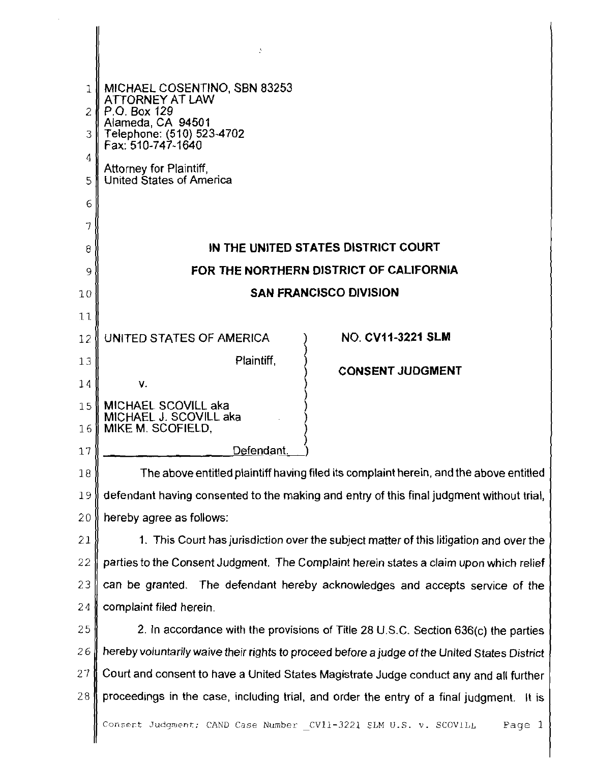MICHAEL COSENTINO, SBN 83253
ATTORNEY AT LAW
P.O. Box 129
Alameda, CA 94501
Telephone: (510) 523-4702
Fax: 510-747-1640

Attorney for Plaintiff,
United States of America

**IN THE UNITED STATES DISTRICT COURT**

**FOR THE NORTHERN DISTRICT OF CALIFORNIA**

**SAN FRANCISCO DIVISION**

| | |
|---|---|
| UNITED STATES OF AMERICA<br><br>Plaintiff,<br><br>v.<br><br>MICHAEL SCOVILL aka<br>MICHAEL J. SCOVILL aka<br>MIKE M. SCOFIELD,<br><br>Defendant. | NO. **CV11-3221 SLM**<br><br>**CONSENT JUDGMENT** |

The above entitled plaintiff having filed its complaint herein, and the above entitled defendant having consented to the making and entry of this final judgment without trial, hereby agree as follows:

1. This Court has jurisdiction over the subject matter of this litigation and over the parties to the Consent Judgment. The Complaint herein states a claim upon which relief can be granted. The defendant hereby acknowledges and accepts service of the complaint filed herein.

2. In accordance with the provisions of Title 28 U.S.C. Section 636(c) the parties *hereby voluntarily waive their rights to proceed before a judge of the United States District* Court and consent to have a United States Magistrate Judge conduct any and all further proceedings in the case, including trial, and order the entry of a final judgment. It is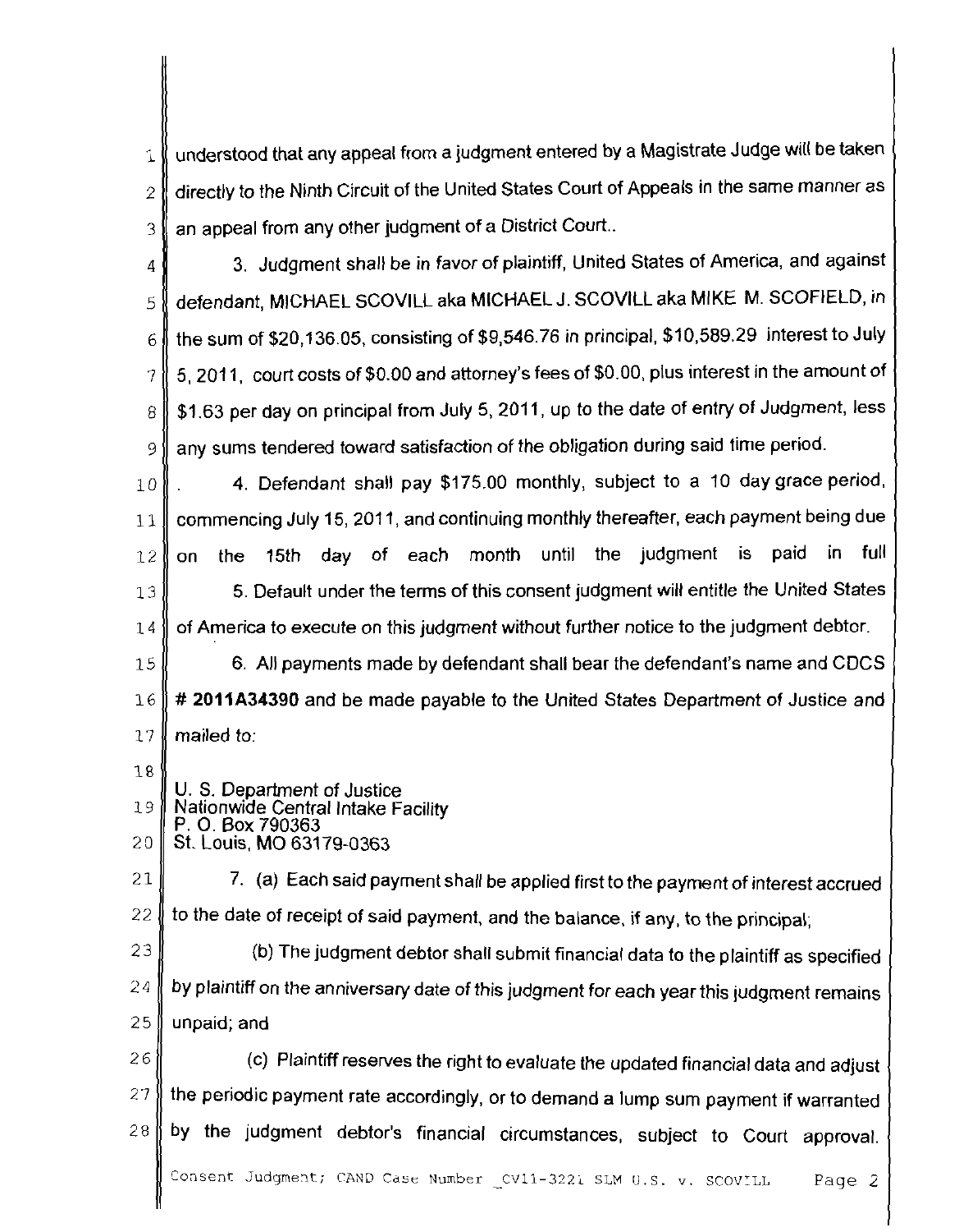understood that any appeal from a judgment entered by a Magistrate Judge will be taken directly to the Ninth Circuit of the United States Court of Appeals in the same manner as an appeal from any other judgment of a District Court..

3. Judgment shall be in favor of plaintiff, United States of America, and against defendant, MICHAEL SCOVILL aka MICHAEL J. SCOVILL aka MIKE M. SCOFIELD, in the sum of $20,136.05, consisting of $9,546.76 in principal, $10,589.29 interest to July 5, 2011, court costs of $0.00 and attorney's fees of $0.00, plus interest in the amount of $1.63 per day on principal from July 5, 2011, up to the date of entry of Judgment, less any sums tendered toward satisfaction of the obligation during said time period.

. 4. Defendant shall pay $175.00 monthly, subject to a 10 day grace period, commencing July 15, 2011, and continuing monthly thereafter, each payment being due on the 15th day of each month until the judgment is paid in full

5. Default under the terms of this consent judgment will entitle the United States of America to execute on this judgment without further notice to the judgment debtor.

6. All payments made by defendant shall bear the defendant's name and CDCS **# 2011A34390** and be made payable to the United States Department of Justice and mailed to:

U. S. Department of Justice
Nationwide Central Intake Facility
P. O. Box 790363
St. Louis, MO 63179-0363

7. (a) Each said payment shall be applied first to the payment of interest accrued to the date of receipt of said payment, and the balance, if any, to the principal;

(b) The judgment debtor shall submit financial data to the plaintiff as specified by plaintiff on the anniversary date of this judgment for each year this judgment remains unpaid; and

(c) Plaintiff reserves the right to evaluate the updated financial data and adjust the periodic payment rate accordingly, or to demand a lump sum payment if warranted by the judgment debtor's financial circumstances, subject to Court approval.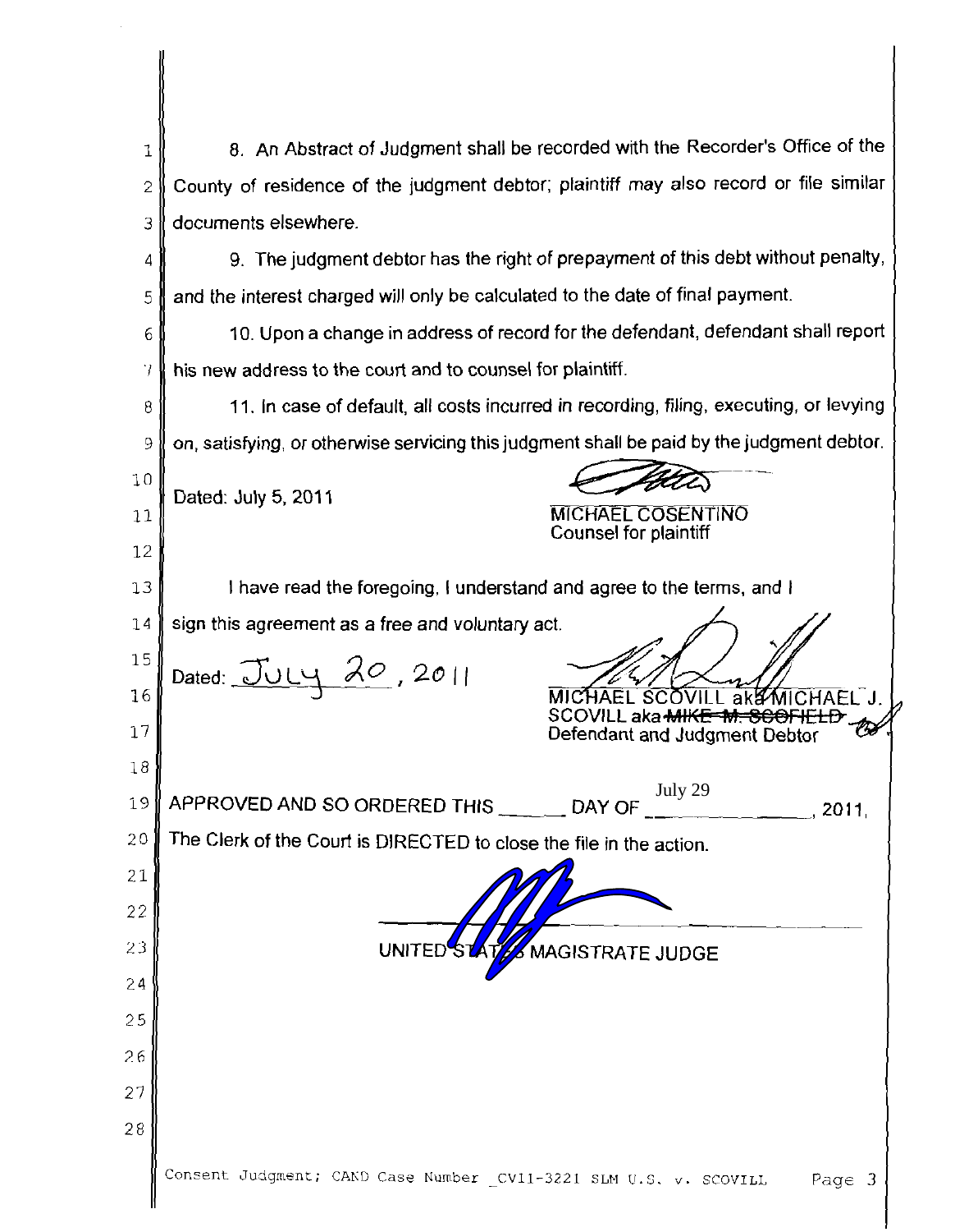8. An Abstract of Judgment shall be recorded with the Recorder's Office of the County of residence of the judgment debtor; plaintiff may also record or file similar documents elsewhere.

9. The judgment debtor has the right of prepayment of this debt without penalty, and the interest charged will only be calculated to the date of final payment.

10. Upon a change in address of record for the defendant, defendant shall report his new address to the court and to counsel for plaintiff.

11. In case of default, all costs incurred in recording, filing, executing, or levying on, satisfying, or otherwise servicing this judgment shall be paid by the judgment debtor.

Dated: July 5, 2011

MICHAEL COSENTINO
Counsel for plaintiff

I have read the foregoing, I understand and agree to the terms, and I sign this agreement as a free and voluntary act.

Dated: July 20, 2011

MICHAEL SCOVILL aka MICHAEL J. SCOVILL aka ~~MIKE M. SCOFIELD~~
Defendant and Judgment Debtor

APPROVED AND SO ORDERED THIS ______ DAY OF July 29, 2011.

The Clerk of the Court is DIRECTED to close the file in the action.

UNITED STATES MAGISTRATE JUDGE

Consent Judgment; CAND Case Number _CV11-3221 SLM U.S. v. SCOVILL